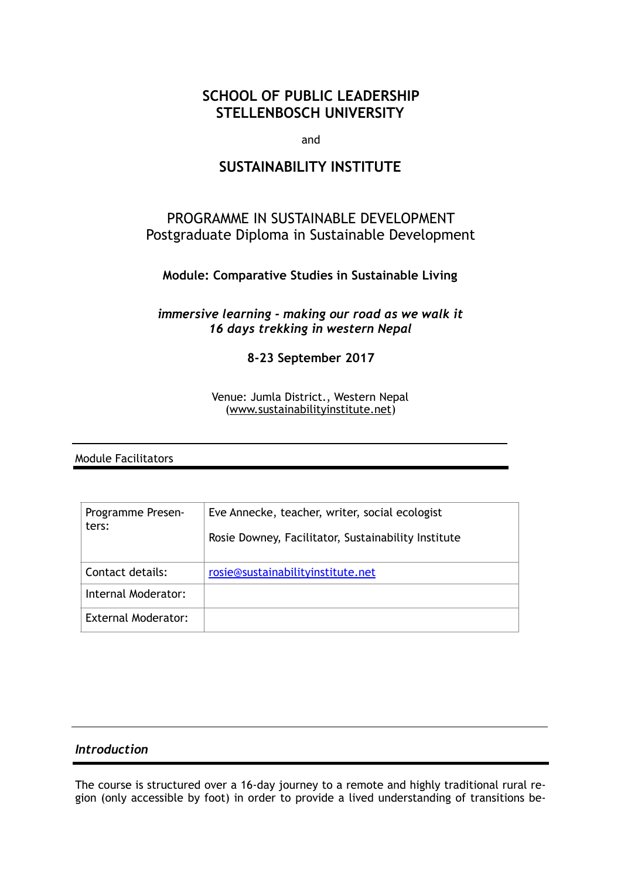# SCHOOL OF PUBLIC LEADERSHIP
# STELLENBOSCH UNIVERSITY

and

# SUSTAINABILITY INSTITUTE

PROGRAMME IN SUSTAINABLE DEVELOPMENT
Postgraduate Diploma in Sustainable Development

**Module: Comparative Studies in Sustainable Living**

***immersive learning - making our road as we walk it***
***16 days trekking in western Nepal***

**8-23 September 2017**

Venue: Jumla District., Western Nepal
(www.sustainabilityinstitute.net)

## Module Facilitators

| | |
|---|---|
| Programme Presenters: | Eve Annecke, teacher, writer, social ecologist<br><br>Rosie Downey, Facilitator, Sustainability Institute |
| Contact details: | rosie@sustainabilityinstitute.net |
| Internal Moderator: | |
| External Moderator: | |

## *Introduction*

The course is structured over a 16-day journey to a remote and highly traditional rural region (only accessible by foot) in order to provide a lived understanding of transitions be-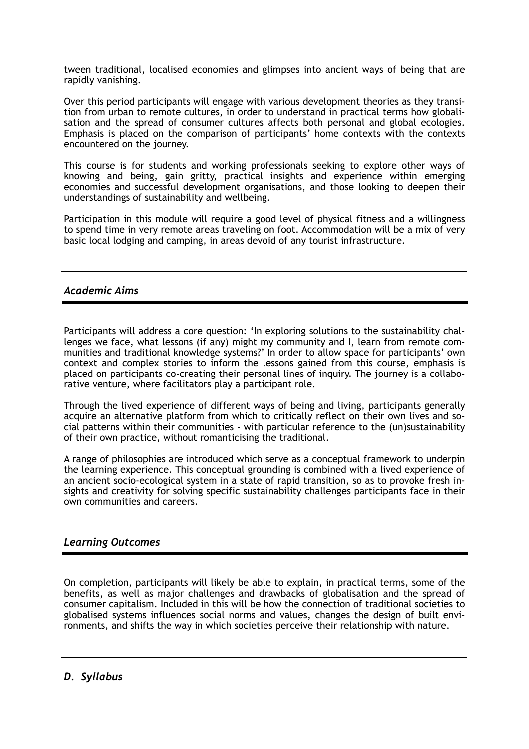tween traditional, localised economies and glimpses into ancient ways of being that are rapidly vanishing.

Over this period participants will engage with various development theories as they transition from urban to remote cultures, in order to understand in practical terms how globalisation and the spread of consumer cultures affects both personal and global ecologies. Emphasis is placed on the comparison of participants' home contexts with the contexts encountered on the journey.

This course is for students and working professionals seeking to explore other ways of knowing and being, gain gritty, practical insights and experience within emerging economies and successful development organisations, and those looking to deepen their understandings of sustainability and wellbeing.

Participation in this module will require a good level of physical fitness and a willingness to spend time in very remote areas traveling on foot. Accommodation will be a mix of very basic local lodging and camping, in areas devoid of any tourist infrastructure.

## *Academic Aims*

Participants will address a core question: 'In exploring solutions to the sustainability challenges we face, what lessons (if any) might my community and I, learn from remote communities and traditional knowledge systems?' In order to allow space for participants' own context and complex stories to inform the lessons gained from this course, emphasis is placed on participants co-creating their personal lines of inquiry. The journey is a collaborative venture, where facilitators play a participant role.

Through the lived experience of different ways of being and living, participants generally acquire an alternative platform from which to critically reflect on their own lives and social patterns within their communities - with particular reference to the (un)sustainability of their own practice, without romanticising the traditional.

A range of philosophies are introduced which serve as a conceptual framework to underpin the learning experience. This conceptual grounding is combined with a lived experience of an ancient socio-ecological system in a state of rapid transition, so as to provoke fresh insights and creativity for solving specific sustainability challenges participants face in their own communities and careers.

## *Learning Outcomes*

On completion, participants will likely be able to explain, in practical terms, some of the benefits, as well as major challenges and drawbacks of globalisation and the spread of consumer capitalism. Included in this will be how the connection of traditional societies to globalised systems influences social norms and values, changes the design of built environments, and shifts the way in which societies perceive their relationship with nature.

## *D. Syllabus*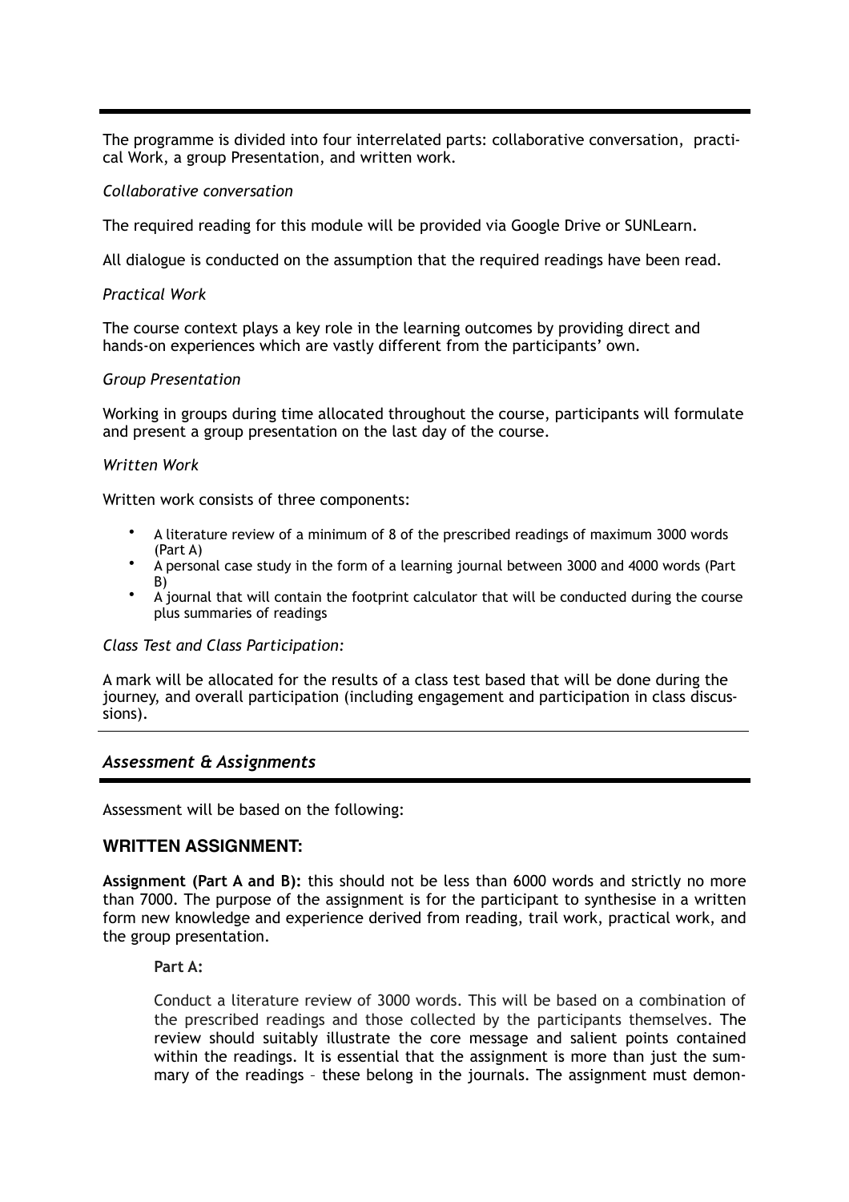The programme is divided into four interrelated parts: collaborative conversation, practical Work, a group Presentation, and written work.

*Collaborative conversation*

The required reading for this module will be provided via Google Drive or SUNLearn.

All dialogue is conducted on the assumption that the required readings have been read.

*Practical Work*

The course context plays a key role in the learning outcomes by providing direct and hands-on experiences which are vastly different from the participants' own.

*Group Presentation*

Working in groups during time allocated throughout the course, participants will formulate and present a group presentation on the last day of the course.

*Written Work*

Written work consists of three components:

- A literature review of a minimum of 8 of the prescribed readings of maximum 3000 words (Part A)
- A personal case study in the form of a learning journal between 3000 and 4000 words (Part B)
- A journal that will contain the footprint calculator that will be conducted during the course plus summaries of readings

*Class Test and Class Participation:*

A mark will be allocated for the results of a class test based that will be done during the journey, and overall participation (including engagement and participation in class discussions).

## *Assessment & Assignments*

Assessment will be based on the following:

### WRITTEN ASSIGNMENT:

**Assignment (Part A and B):** this should not be less than 6000 words and strictly no more than 7000. The purpose of the assignment is for the participant to synthesise in a written form new knowledge and experience derived from reading, trail work, practical work, and the group presentation.

**Part A:**

Conduct a literature review of 3000 words. This will be based on a combination of the prescribed readings and those collected by the participants themselves. The review should suitably illustrate the core message and salient points contained within the readings. It is essential that the assignment is more than just the summary of the readings – these belong in the journals. The assignment must demon-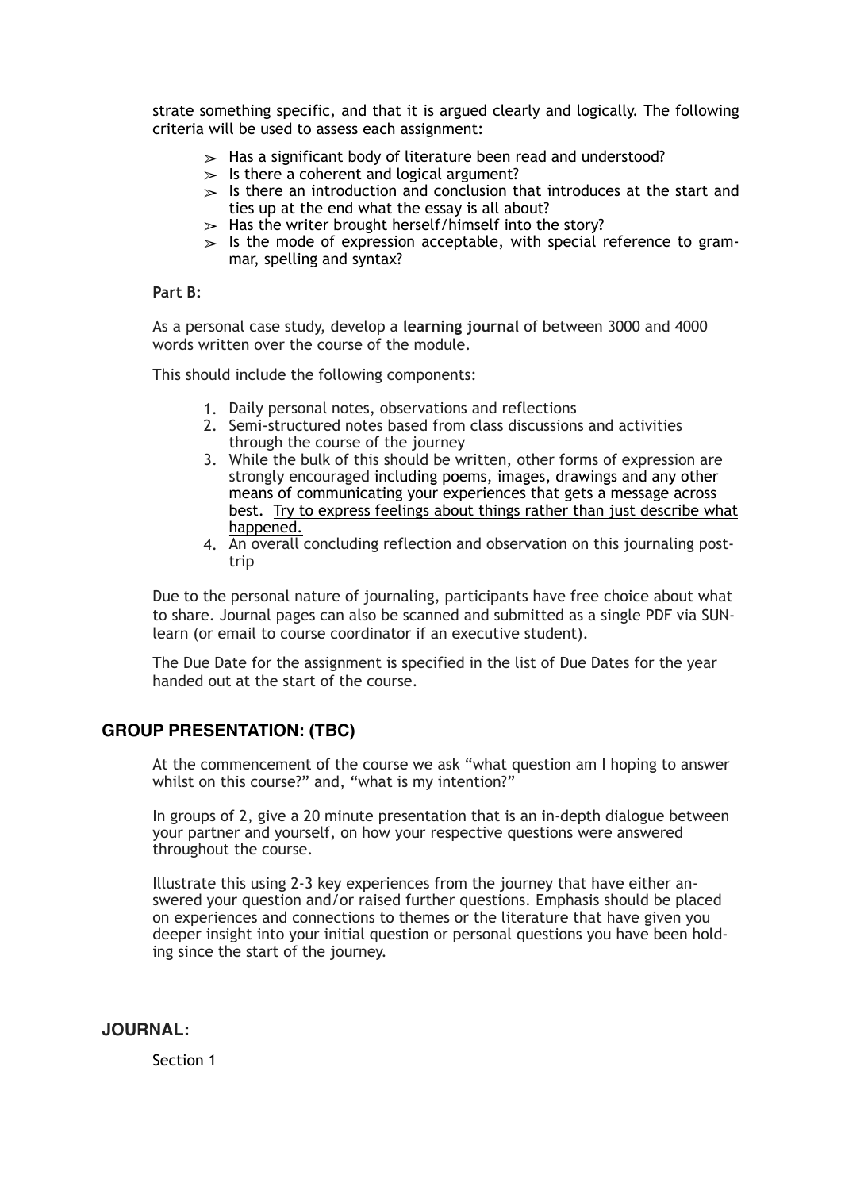strate something specific, and that it is argued clearly and logically. The following criteria will be used to assess each assignment:

- Has a significant body of literature been read and understood?
- Is there a coherent and logical argument?
- Is there an introduction and conclusion that introduces at the start and ties up at the end what the essay is all about?
- Has the writer brought herself/himself into the story?
- Is the mode of expression acceptable, with special reference to grammar, spelling and syntax?

**Part B:**

As a personal case study, develop a **learning journal** of between 3000 and 4000 words written over the course of the module.

This should include the following components:

1. Daily personal notes, observations and reflections
2. Semi-structured notes based from class discussions and activities through the course of the journey
3. While the bulk of this should be written, other forms of expression are strongly encouraged including poems, images, drawings and any other means of communicating your experiences that gets a message across best. <u>Try to express feelings about things rather than just describe what happened.</u>
4. An overall concluding reflection and observation on this journaling post-trip

Due to the personal nature of journaling, participants have free choice about what to share. Journal pages can also be scanned and submitted as a single PDF via SUNlearn (or email to course coordinator if an executive student).

The Due Date for the assignment is specified in the list of Due Dates for the year handed out at the start of the course.

## GROUP PRESENTATION: (TBC)

At the commencement of the course we ask "what question am I hoping to answer whilst on this course?" and, "what is my intention?"

In groups of 2, give a 20 minute presentation that is an in-depth dialogue between your partner and yourself, on how your respective questions were answered throughout the course.

Illustrate this using 2-3 key experiences from the journey that have either answered your question and/or raised further questions. Emphasis should be placed on experiences and connections to themes or the literature that have given you deeper insight into your initial question or personal questions you have been holding since the start of the journey.

## JOURNAL:

Section 1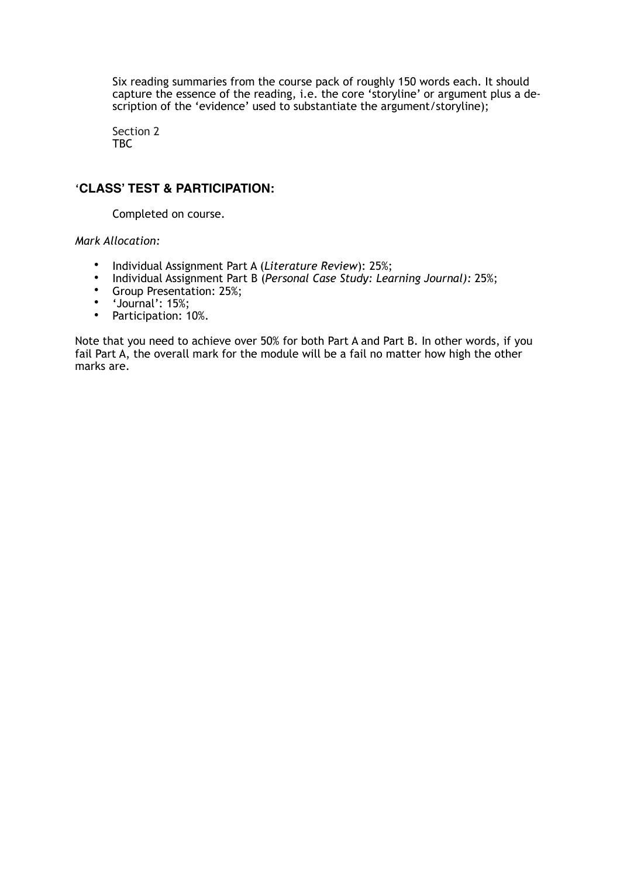Six reading summaries from the course pack of roughly 150 words each. It should capture the essence of the reading, i.e. the core 'storyline' or argument plus a description of the 'evidence' used to substantiate the argument/storyline);

Section 2
TBC

## 'CLASS' TEST & PARTICIPATION:

Completed on course.

*Mark Allocation:*

- Individual Assignment Part A (*Literature Review*): 25%;
- Individual Assignment Part B (*Personal Case Study: Learning Journal)*: 25%;
- Group Presentation: 25%;
- 'Journal': 15%;
- Participation: 10%.

Note that you need to achieve over 50% for both Part A and Part B. In other words, if you fail Part A, the overall mark for the module will be a fail no matter how high the other marks are.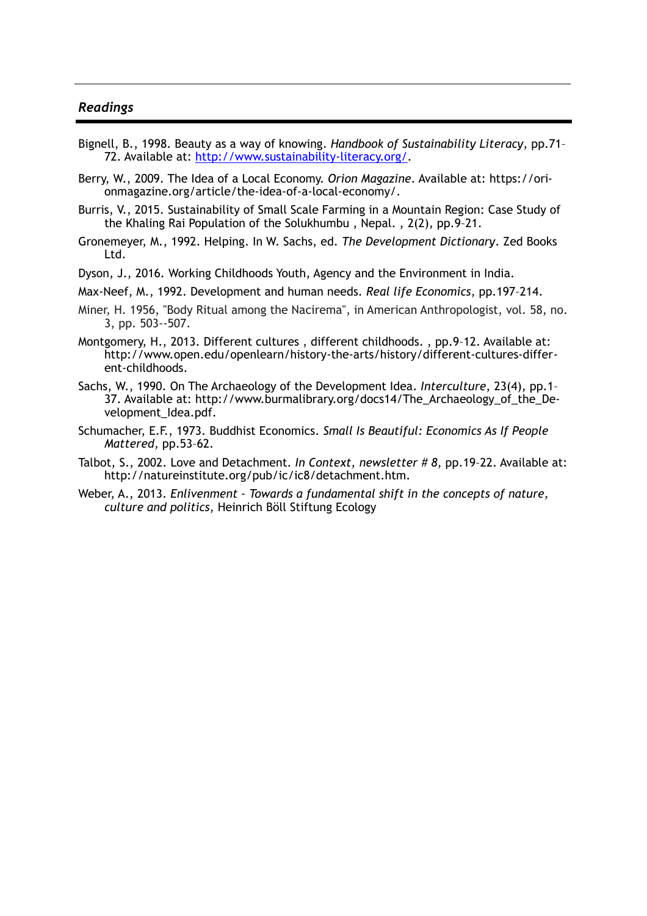## *Readings*

Bignell, B., 1998. Beauty as a way of knowing. *Handbook of Sustainability Literacy*, pp.71–72. Available at: [http://www.sustainability-literacy.org/](http://www.sustainability-literacy.org/).

Berry, W., 2009. The Idea of a Local Economy. *Orion Magazine*. Available at: https://orionmagazine.org/article/the-idea-of-a-local-economy/.

Burris, V., 2015. Sustainability of Small Scale Farming in a Mountain Region: Case Study of the Khaling Rai Population of the Solukhumbu , Nepal. , 2(2), pp.9–21.

Gronemeyer, M., 1992. Helping. In W. Sachs, ed. *The Development Dictionary*. Zed Books Ltd.

Dyson, J., 2016. Working Childhoods Youth, Agency and the Environment in India.

Max-Neef, M., 1992. Development and human needs. *Real life Economics*, pp.197–214.

Miner, H. 1956, "Body Ritual among the Nacirema", in American Anthropologist, vol. 58, no. 3, pp. 503--507.

Montgomery, H., 2013. Different cultures , different childhoods. , pp.9–12. Available at: http://www.open.edu/openlearn/history-the-arts/history/different-cultures-different-childhoods.

Sachs, W., 1990. On The Archaeology of the Development Idea. *Interculture*, 23(4), pp.1–37. Available at: http://www.burmalibrary.org/docs14/The_Archaeology_of_the_Development_Idea.pdf.

Schumacher, E.F., 1973. Buddhist Economics. *Small Is Beautiful: Economics As If People Mattered*, pp.53–62.

Talbot, S., 2002. Love and Detachment. *In Context, newsletter # 8*, pp.19–22. Available at: http://natureinstitute.org/pub/ic/ic8/detachment.htm.

Weber, A., 2013. *Enlivenment - Towards a fundamental shift in the concepts of nature, culture and politics,* Heinrich Böll Stiftung Ecology